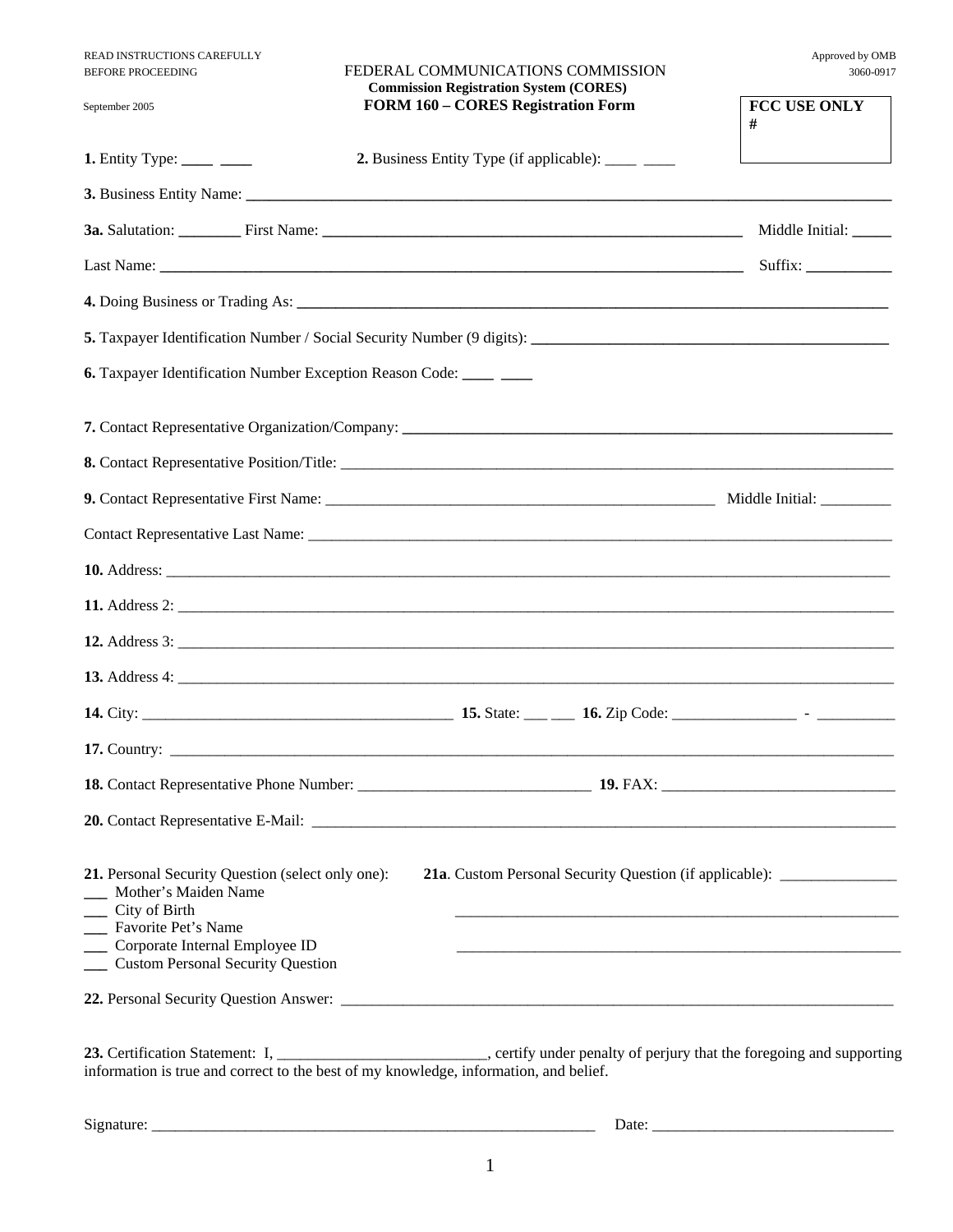READ INSTRUCTIONS CAREFULLY
BEFORE PROCEEDING

September 2005

FEDERAL COMMUNICATIONS COMMISSION

**Commission Registration System (CORES)**

**FORM 160 – CORES Registration Form**

Approved by OMB
3060-0917

**FCC USE ONLY**
**#**

**1.** Entity Type: ____ ____ **2.** Business Entity Type (if applicable): ____ ____

**3.** Business Entity Name: ______________________________

**3a.** Salutation: ________ First Name: ______________________________ Middle Initial: _____

Last Name: ______________________________ Suffix: ___________

**4.** Doing Business or Trading As: ______________________________

**5.** Taxpayer Identification Number / Social Security Number (9 digits): ______________________________

**6.** Taxpayer Identification Number Exception Reason Code: ____ ____

**7.** Contact Representative Organization/Company: ______________________________

**8.** Contact Representative Position/Title: ______________________________

**9.** Contact Representative First Name: ______________________________ Middle Initial: _________

Contact Representative Last Name: ______________________________

**10.** Address: ______________________________

**11.** Address 2: ______________________________

**12.** Address 3: ______________________________

**13.** Address 4: ______________________________

**14.** City: ______________________________ **15.** State: ___ ___ **16.** Zip Code: ________________ - __________

**17.** Country: ______________________________

**18.** Contact Representative Phone Number: ______________________________ **19.** FAX: ______________________________

**20.** Contact Representative E-Mail: ______________________________

**21.** Personal Security Question (select only one):

- ___ Mother's Maiden Name
- ___ City of Birth
- ___ Favorite Pet's Name
- ___ Corporate Internal Employee ID
- ___ Custom Personal Security Question

**21a**. Custom Personal Security Question (if applicable): _______________

______________________________

______________________________

**22.** Personal Security Question Answer: ______________________________

**23.** Certification Statement: I, ___________________________, certify under penalty of perjury that the foregoing and supporting information is true and correct to the best of my knowledge, information, and belief.

Signature: ______________________________ Date: ______________________________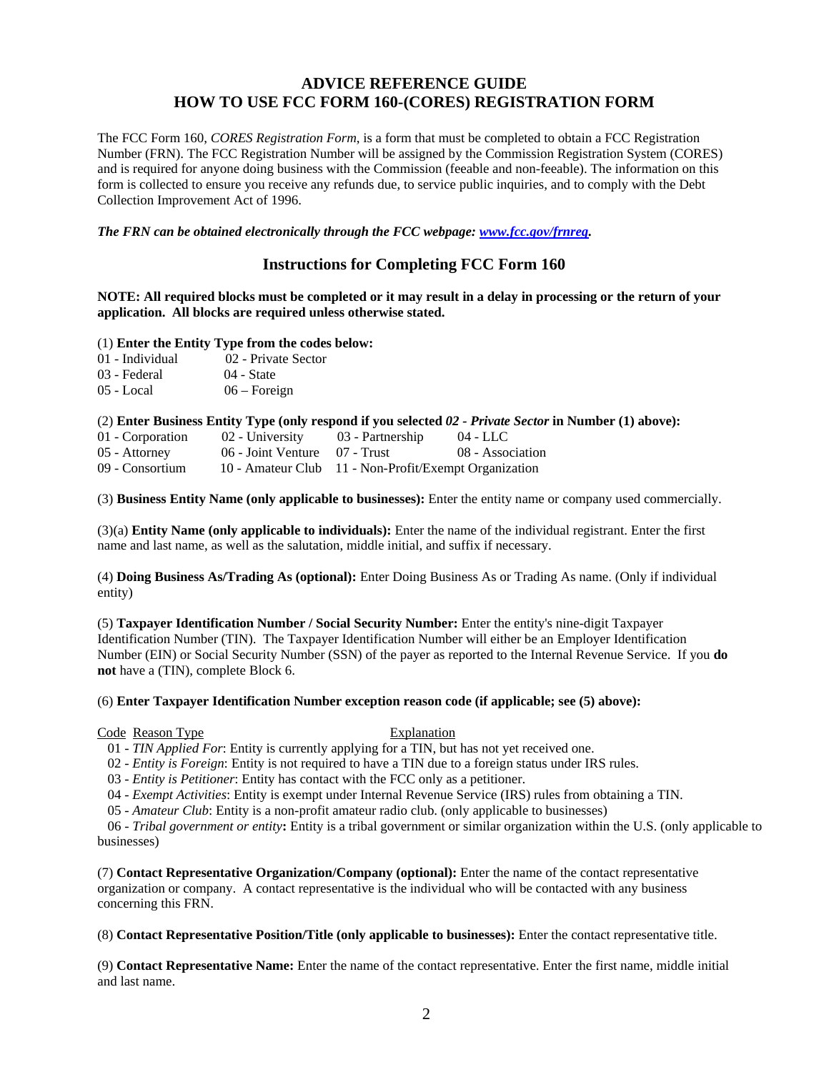# ADVICE REFERENCE GUIDE
# HOW TO USE FCC FORM 160-(CORES) REGISTRATION FORM

The FCC Form 160, *CORES Registration Form*, is a form that must be completed to obtain a FCC Registration Number (FRN). The FCC Registration Number will be assigned by the Commission Registration System (CORES) and is required for anyone doing business with the Commission (feeable and non-feeable). The information on this form is collected to ensure you receive any refunds due, to service public inquiries, and to comply with the Debt Collection Improvement Act of 1996.

***The FRN can be obtained electronically through the FCC webpage: [www.fcc.gov/frnreg](www.fcc.gov/frnreg).***

## Instructions for Completing FCC Form 160

**NOTE: All required blocks must be completed or it may result in a delay in processing or the return of your application. All blocks are required unless otherwise stated.**

(1) **Enter the Entity Type from the codes below:**

| | |
|---|---|
| 01 - Individual | 02 - Private Sector |
| 03 - Federal | 04 - State |
| 05 - Local | 06 – Foreign |

(2) **Enter Business Entity Type (only respond if you selected *02 - Private Sector* in Number (1) above):**

| | | | |
|---|---|---|---|
| 01 - Corporation | 02 - University | 03 - Partnership | 04 - LLC |
| 05 - Attorney | 06 - Joint Venture | 07 - Trust | 08 - Association |
| 09 - Consortium | 10 - Amateur Club | 11 - Non-Profit/Exempt Organization | |

(3) **Business Entity Name (only applicable to businesses):** Enter the entity name or company used commercially.

(3)(a) **Entity Name (only applicable to individuals):** Enter the name of the individual registrant. Enter the first name and last name, as well as the salutation, middle initial, and suffix if necessary.

(4) **Doing Business As/Trading As (optional):** Enter Doing Business As or Trading As name. (Only if individual entity)

(5) **Taxpayer Identification Number / Social Security Number:** Enter the entity's nine-digit Taxpayer Identification Number (TIN). The Taxpayer Identification Number will either be an Employer Identification Number (EIN) or Social Security Number (SSN) of the payer as reported to the Internal Revenue Service. If you **do not** have a (TIN), complete Block 6.

(6) **Enter Taxpayer Identification Number exception reason code (if applicable; see (5) above):**

Code Reason Type — Explanation

01 - *TIN Applied For*: Entity is currently applying for a TIN, but has not yet received one.
02 - *Entity is Foreign*: Entity is not required to have a TIN due to a foreign status under IRS rules.
03 - *Entity is Petitioner*: Entity has contact with the FCC only as a petitioner.
04 - *Exempt Activities*: Entity is exempt under Internal Revenue Service (IRS) rules from obtaining a TIN.
05 - *Amateur Club*: Entity is a non-profit amateur radio club. (only applicable to businesses)
06 - *Tribal government or entity***:** Entity is a tribal government or similar organization within the U.S. (only applicable to businesses)

(7) **Contact Representative Organization/Company (optional):** Enter the name of the contact representative organization or company. A contact representative is the individual who will be contacted with any business concerning this FRN.

(8) **Contact Representative Position/Title (only applicable to businesses):** Enter the contact representative title.

(9) **Contact Representative Name:** Enter the name of the contact representative. Enter the first name, middle initial and last name.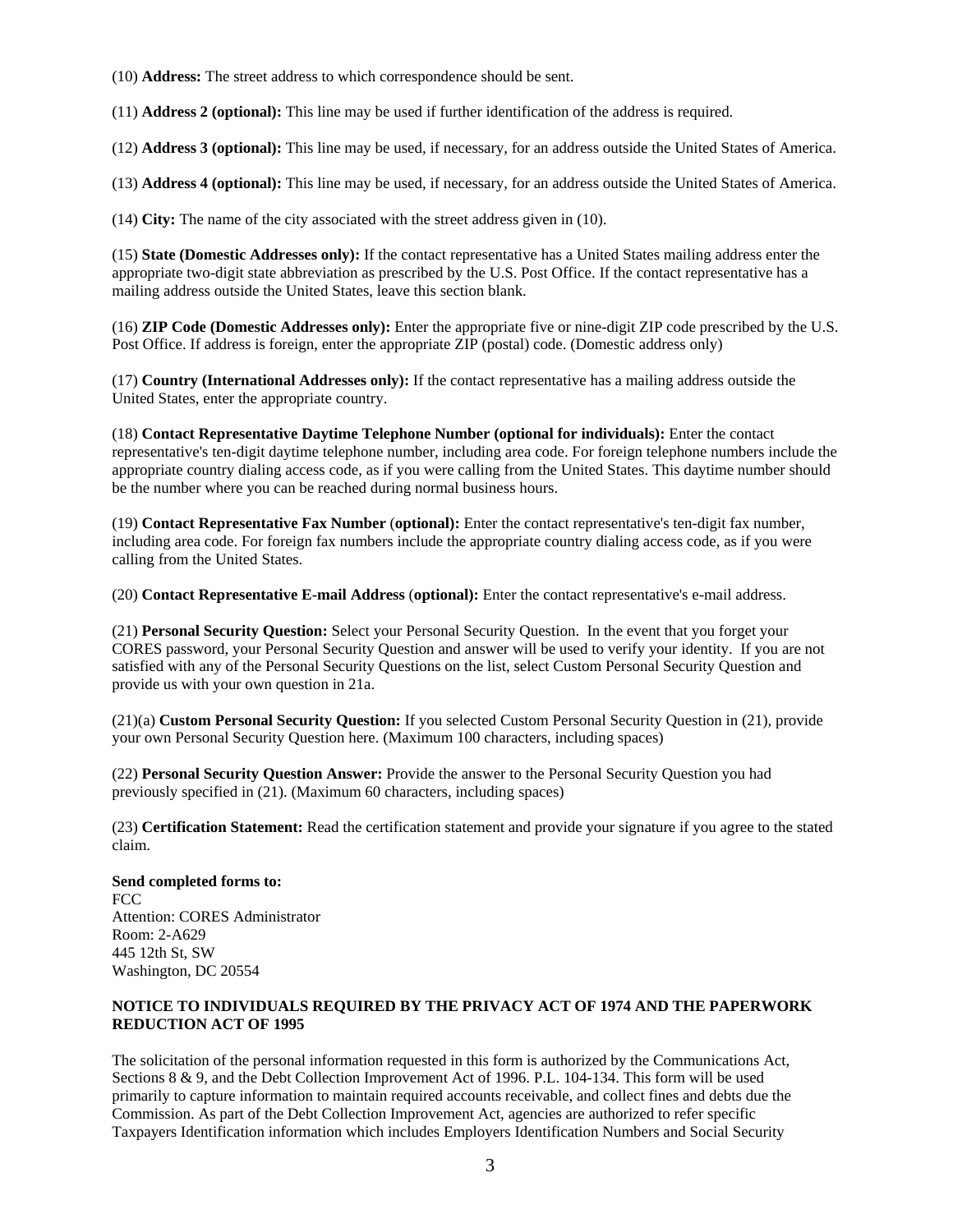(10) **Address:** The street address to which correspondence should be sent.

(11) **Address 2 (optional):** This line may be used if further identification of the address is required.

(12) **Address 3 (optional):** This line may be used, if necessary, for an address outside the United States of America.

(13) **Address 4 (optional):** This line may be used, if necessary, for an address outside the United States of America.

(14) **City:** The name of the city associated with the street address given in (10).

(15) **State (Domestic Addresses only):** If the contact representative has a United States mailing address enter the appropriate two-digit state abbreviation as prescribed by the U.S. Post Office. If the contact representative has a mailing address outside the United States, leave this section blank.

(16) **ZIP Code (Domestic Addresses only):** Enter the appropriate five or nine-digit ZIP code prescribed by the U.S. Post Office. If address is foreign, enter the appropriate ZIP (postal) code. (Domestic address only)

(17) **Country (International Addresses only):** If the contact representative has a mailing address outside the United States, enter the appropriate country.

(18) **Contact Representative Daytime Telephone Number (optional for individuals):** Enter the contact representative's ten-digit daytime telephone number, including area code. For foreign telephone numbers include the appropriate country dialing access code, as if you were calling from the United States. This daytime number should be the number where you can be reached during normal business hours.

(19) **Contact Representative Fax Number** (**optional):** Enter the contact representative's ten-digit fax number, including area code. For foreign fax numbers include the appropriate country dialing access code, as if you were calling from the United States.

(20) **Contact Representative E-mail Address** (**optional):** Enter the contact representative's e-mail address.

(21) **Personal Security Question:** Select your Personal Security Question. In the event that you forget your CORES password, your Personal Security Question and answer will be used to verify your identity. If you are not satisfied with any of the Personal Security Questions on the list, select Custom Personal Security Question and provide us with your own question in 21a.

(21)(a) **Custom Personal Security Question:** If you selected Custom Personal Security Question in (21), provide your own Personal Security Question here. (Maximum 100 characters, including spaces)

(22) **Personal Security Question Answer:** Provide the answer to the Personal Security Question you had previously specified in (21). (Maximum 60 characters, including spaces)

(23) **Certification Statement:** Read the certification statement and provide your signature if you agree to the stated claim.

**Send completed forms to:**
FCC
Attention: CORES Administrator
Room: 2-A629
445 12th St, SW
Washington, DC 20554

**NOTICE TO INDIVIDUALS REQUIRED BY THE PRIVACY ACT OF 1974 AND THE PAPERWORK REDUCTION ACT OF 1995**

The solicitation of the personal information requested in this form is authorized by the Communications Act, Sections 8 & 9, and the Debt Collection Improvement Act of 1996. P.L. 104-134. This form will be used primarily to capture information to maintain required accounts receivable, and collect fines and debts due the Commission. As part of the Debt Collection Improvement Act, agencies are authorized to refer specific Taxpayers Identification information which includes Employers Identification Numbers and Social Security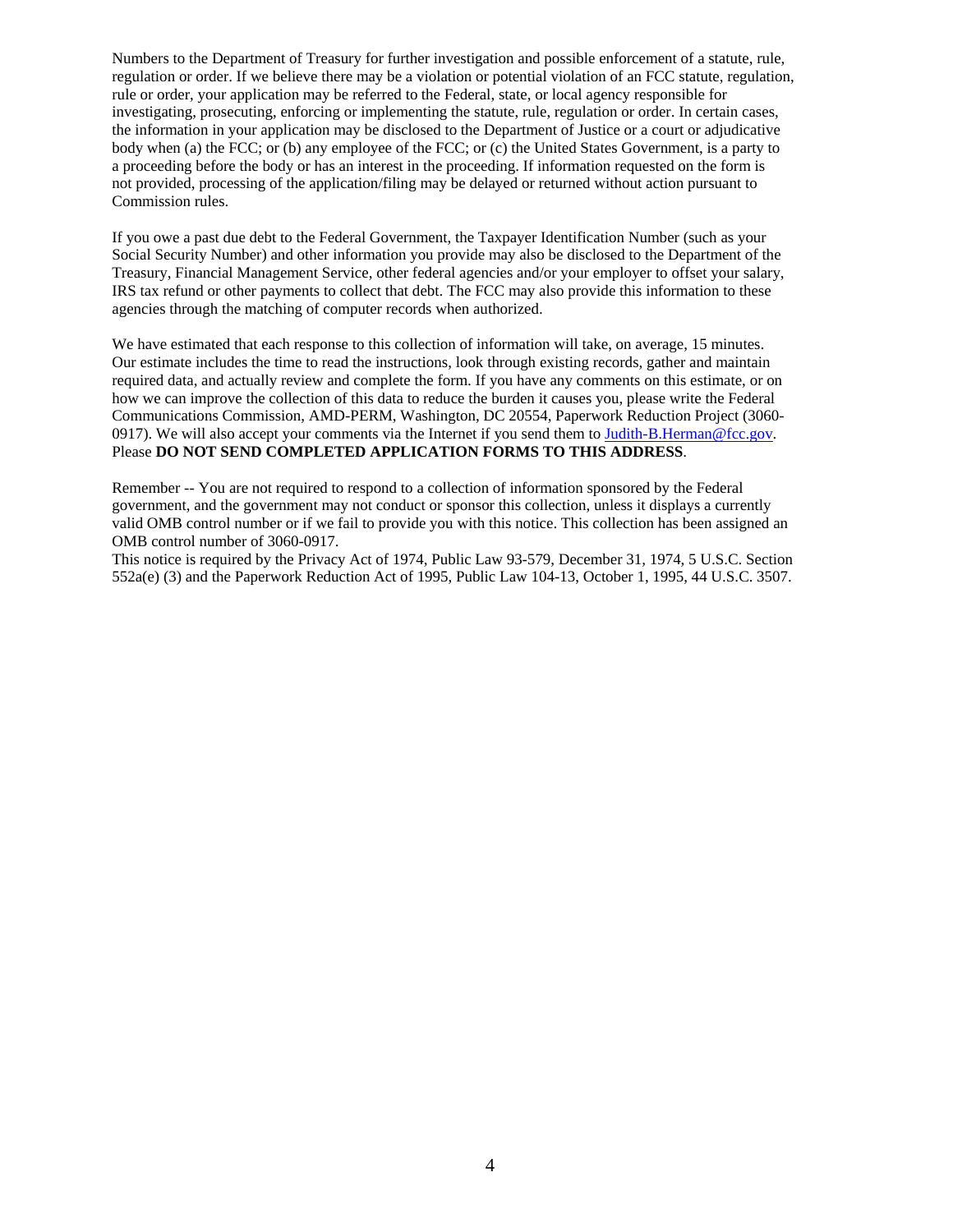Numbers to the Department of Treasury for further investigation and possible enforcement of a statute, rule, regulation or order. If we believe there may be a violation or potential violation of an FCC statute, regulation, rule or order, your application may be referred to the Federal, state, or local agency responsible for investigating, prosecuting, enforcing or implementing the statute, rule, regulation or order. In certain cases, the information in your application may be disclosed to the Department of Justice or a court or adjudicative body when (a) the FCC; or (b) any employee of the FCC; or (c) the United States Government, is a party to a proceeding before the body or has an interest in the proceeding. If information requested on the form is not provided, processing of the application/filing may be delayed or returned without action pursuant to Commission rules.

If you owe a past due debt to the Federal Government, the Taxpayer Identification Number (such as your Social Security Number) and other information you provide may also be disclosed to the Department of the Treasury, Financial Management Service, other federal agencies and/or your employer to offset your salary, IRS tax refund or other payments to collect that debt. The FCC may also provide this information to these agencies through the matching of computer records when authorized.

We have estimated that each response to this collection of information will take, on average, 15 minutes. Our estimate includes the time to read the instructions, look through existing records, gather and maintain required data, and actually review and complete the form. If you have any comments on this estimate, or on how we can improve the collection of this data to reduce the burden it causes you, please write the Federal Communications Commission, AMD-PERM, Washington, DC 20554, Paperwork Reduction Project (3060-0917). We will also accept your comments via the Internet if you send them to Judith-B.Herman@fcc.gov. Please **DO NOT SEND COMPLETED APPLICATION FORMS TO THIS ADDRESS**.

Remember -- You are not required to respond to a collection of information sponsored by the Federal government, and the government may not conduct or sponsor this collection, unless it displays a currently valid OMB control number or if we fail to provide you with this notice. This collection has been assigned an OMB control number of 3060-0917.
This notice is required by the Privacy Act of 1974, Public Law 93-579, December 31, 1974, 5 U.S.C. Section 552a(e) (3) and the Paperwork Reduction Act of 1995, Public Law 104-13, October 1, 1995, 44 U.S.C. 3507.